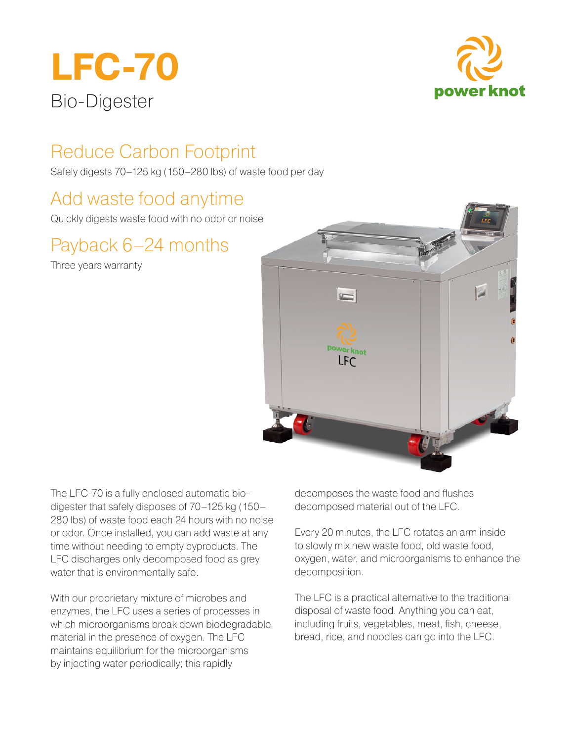# LFC-70

Bio-Digester

power knot

## Reduce Carbon Footprint

Safely digests 70–125 kg (150–280 lbs) of waste food per day

## Add waste food anytime

Quickly digests waste food with no odor or noise

## Payback 6–24 months

Three years warranty

The LFC-70 is a fully enclosed automatic bio-digester that safely disposes of 70–125 kg (150–280 lbs) of waste food each 24 hours with no noise or odor. Once installed, you can add waste at any time without needing to empty byproducts. The LFC discharges only decomposed food as grey water that is environmentally safe.

With our proprietary mixture of microbes and enzymes, the LFC uses a series of processes in which microorganisms break down biodegradable material in the presence of oxygen. The LFC maintains equilibrium for the microorganisms by injecting water periodically; this rapidly decomposes the waste food and flushes decomposed material out of the LFC.

Every 20 minutes, the LFC rotates an arm inside to slowly mix new waste food, old waste food, oxygen, water, and microorganisms to enhance the decomposition.

The LFC is a practical alternative to the traditional disposal of waste food. Anything you can eat, including fruits, vegetables, meat, fish, cheese, bread, rice, and noodles can go into the LFC.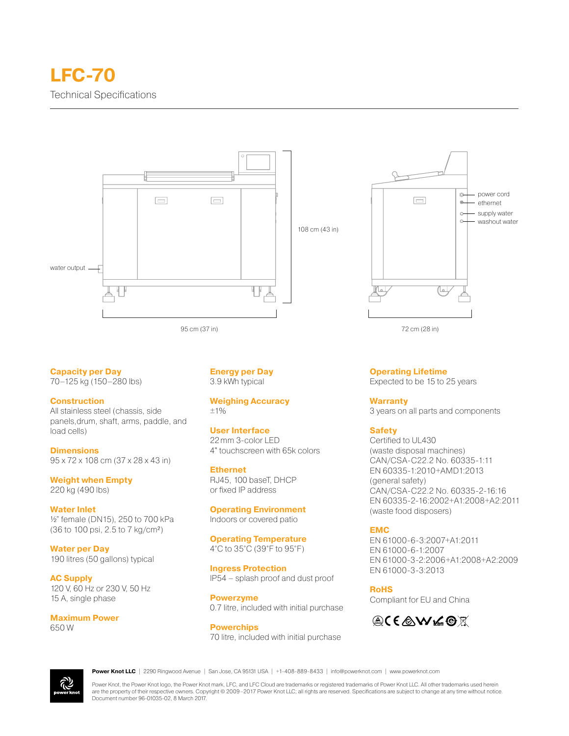# LFC-70

Technical Specifications

water output

108 cm (43 in)

95 cm (37 in)

power cord
ethernet
supply water
washout water

72 cm (28 in)

**Capacity per Day**
70–125 kg (150–280 lbs)

**Construction**
All stainless steel (chassis, side panels,drum, shaft, arms, paddle, and load cells)

**Dimensions**
95 x 72 x 108 cm (37 x 28 x 43 in)

**Weight when Empty**
220 kg (490 lbs)

**Water Inlet**
½" female (DN15), 250 to 700 kPa (36 to 100 psi, 2.5 to 7 kg/cm²)

**Water per Day**
190 litres (50 gallons) typical

**AC Supply**
120 V, 60 Hz or 230 V, 50 Hz
15 A, single phase

**Maximum Power**
650 W

**Energy per Day**
3.9 kWh typical

**Weighing Accuracy**
±1%

**User Interface**
22 mm 3-color LED
4" touchscreen with 65k colors

**Ethernet**
RJ45, 100 baseT, DHCP or fixed IP address

**Operating Environment**
Indoors or covered patio

**Operating Temperature**
4°C to 35°C (39°F to 95°F)

**Ingress Protection**
IP54 – splash proof and dust proof

**Powerzyme**
0.7 litre, included with initial purchase

**Powerchips**
70 litre, included with initial purchase

**Operating Lifetime**
Expected to be 15 to 25 years

**Warranty**
3 years on all parts and components

**Safety**
Certified to UL430
(waste disposal machines)
CAN/CSA-C22.2 No. 60335-1:11
EN 60335-1:2010+AMD1:2013
(general safety)
CAN/CSA-C22.2 No. 60335-2-16:16
EN 60335-2-16:2002+A1:2008+A2:2011
(waste food disposers)

**EMC**
EN 61000-6-3:2007+A1:2011
EN 61000-6-1:2007
EN 61000-3-2:2006+A1:2008+A2:2009
EN 61000-3-3:2013

**RoHS**
Compliant for EU and China

**Power Knot LLC** | 2290 Ringwood Avenue | San Jose, CA 95131 USA | +1-408-889-8433 | info@powerknot.com | www.powerknot.com

Power Knot, the Power Knot logo, the Power Knot mark, LFC, and LFC Cloud are trademarks or registered trademarks of Power Knot LLC. All other trademarks used herein are the property of their respective owners. Copyright © 2009–2017 Power Knot LLC; all rights are reserved. Specifications are subject to change at any time without notice. Document number 96-01035-02, 8 March 2017.